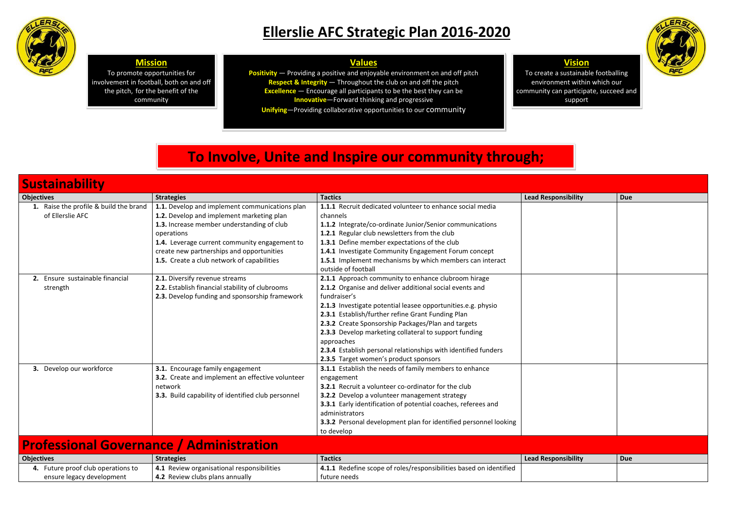# Ellerslie AFC Strategic Plan 2016-2020

### Mission

To promote opportunities for involvement in football, both on and off the pitch, for the benefit of the community

### Values

**Positivity** — Providing a positive and enjoyable environment on and off pitch
**Respect & Integrity** — Throughout the club on and off the pitch
**Excellence** — Encourage all participants to be the best they can be
**Innovative**—Forward thinking and progressive
**Unifying**—Providing collaborative opportunities to our community

### Vision

To create a sustainable footballing environment within which our community can participate, succeed and support

## To Involve, Unite and Inspire our community through;

## Sustainability

| Objectives | Strategies | Tactics | Lead Responsibility | Due |
|---|---|---|---|---|
| **1.** Raise the profile & build the brand of Ellerslie AFC | **1.1.** Develop and implement communications plan<br>**1.2.** Develop and implement marketing plan<br>**1.3.** Increase member understanding of club operations<br>**1.4.** Leverage current community engagement to create new partnerships and opportunities<br>**1.5.** Create a club network of capabilities | **1.1.1** Recruit dedicated volunteer to enhance social media channels<br>**1.1.2** Integrate/co-ordinate Junior/Senior communications<br>**1.2.1** Regular club newsletters from the club<br>**1.3.1** Define member expectations of the club<br>**1.4.1** Investigate Community Engagement Forum concept<br>**1.5.1** Implement mechanisms by which members can interact outside of football | | |
| **2.** Ensure sustainable financial strength | **2.1.** Diversify revenue streams<br>**2.2.** Establish financial stability of clubrooms<br>**2.3.** Develop funding and sponsorship framework | **2.1.1** Approach community to enhance clubroom hirage<br>**2.1.2** Organise and deliver additional social events and fundraiser's<br>**2.1.3** Investigate potential leasee opportunities.e.g. physio<br>**2.3.1** Establish/further refine Grant Funding Plan<br>**2.3.2** Create Sponsorship Packages/Plan and targets<br>**2.3.3** Develop marketing collateral to support funding approaches<br>**2.3.4** Establish personal relationships with identified funders<br>**2.3.5** Target women's product sponsors | | |
| **3.** Develop our workforce | **3.1.** Encourage family engagement<br>**3.2.** Create and implement an effective volunteer network<br>**3.3.** Build capability of identified club personnel | **3.1.1** Establish the needs of family members to enhance engagement<br>**3.2.1** Recruit a volunteer co-ordinator for the club<br>**3.2.2** Develop a volunteer management strategy<br>**3.3.1** Early identification of potential coaches, referees and administrators<br>**3.3.2** Personal development plan for identified personnel looking to develop | | |

## Professional Governance / Administration

| Objectives | Strategies | Tactics | Lead Responsibility | Due |
|---|---|---|---|---|
| **4.** Future proof club operations to ensure legacy development | **4.1** Review organisational responsibilities<br>**4.2** Review clubs plans annually | **4.1.1** Redefine scope of roles/responsibilities based on identified future needs | | |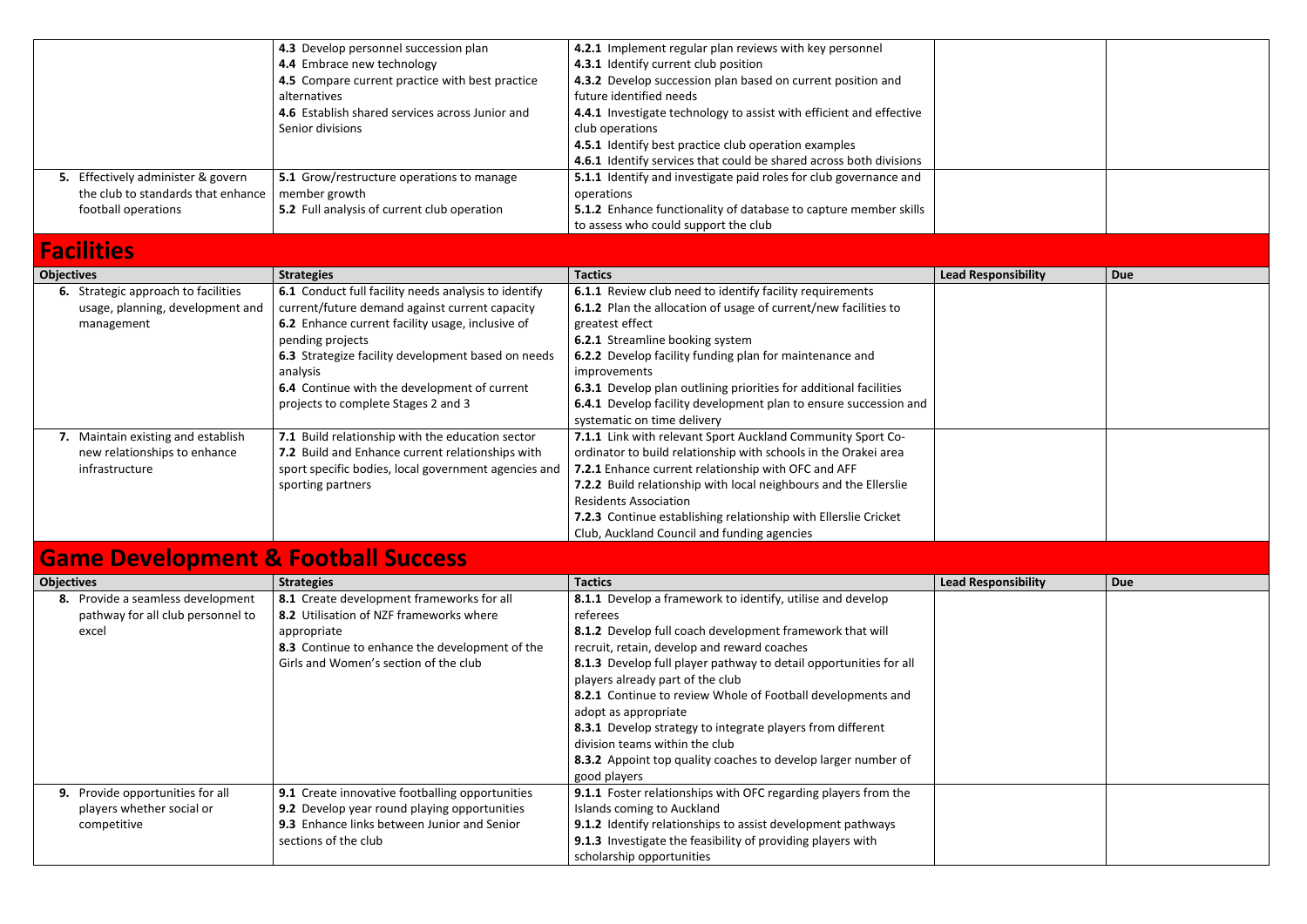| Objectives | Strategies | Tactics | Lead Responsibility | Due |
|---|---|---|---|---|
| | **4.3** Develop personnel succession plan<br>**4.4** Embrace new technology<br>**4.5** Compare current practice with best practice alternatives<br>**4.6** Establish shared services across Junior and Senior divisions | **4.2.1** Implement regular plan reviews with key personnel<br>**4.3.1** Identify current club position<br>**4.3.2** Develop succession plan based on current position and future identified needs<br>**4.4.1** Investigate technology to assist with efficient and effective club operations<br>**4.5.1** Identify best practice club operation examples<br>**4.6.1** Identify services that could be shared across both divisions | | |
| **5.** Effectively administer & govern the club to standards that enhance football operations | **5.1** Grow/restructure operations to manage member growth<br>**5.2** Full analysis of current club operation | **5.1.1** Identify and investigate paid roles for club governance and operations<br>**5.1.2** Enhance functionality of database to capture member skills to assess who could support the club | | |

# Facilities

| Objectives | Strategies | Tactics | Lead Responsibility | Due |
|---|---|---|---|---|
| **6.** Strategic approach to facilities usage, planning, development and management | **6.1** Conduct full facility needs analysis to identify current/future demand against current capacity<br>**6.2** Enhance current facility usage, inclusive of pending projects<br>**6.3** Strategize facility development based on needs analysis<br>**6.4** Continue with the development of current projects to complete Stages 2 and 3 | **6.1.1** Review club need to identify facility requirements<br>**6.1.2** Plan the allocation of usage of current/new facilities to greatest effect<br>**6.2.1** Streamline booking system<br>**6.2.2** Develop facility funding plan for maintenance and improvements<br>**6.3.1** Develop plan outlining priorities for additional facilities<br>**6.4.1** Develop facility development plan to ensure succession and systematic on time delivery | | |
| **7.** Maintain existing and establish new relationships to enhance infrastructure | **7.1** Build relationship with the education sector<br>**7.2** Build and Enhance current relationships with sport specific bodies, local government agencies and sporting partners | **7.1.1** Link with relevant Sport Auckland Community Sport Co-ordinator to build relationship with schools in the Orakei area<br>**7.2.1** Enhance current relationship with OFC and AFF<br>**7.2.2** Build relationship with local neighbours and the Ellerslie Residents Association<br>**7.2.3** Continue establishing relationship with Ellerslie Cricket Club, Auckland Council and funding agencies | | |

# Game Development & Football Success

| Objectives | Strategies | Tactics | Lead Responsibility | Due |
|---|---|---|---|---|
| **8.** Provide a seamless development pathway for all club personnel to excel | **8.1** Create development frameworks for all<br>**8.2** Utilisation of NZF frameworks where appropriate<br>**8.3** Continue to enhance the development of the Girls and Women's section of the club | **8.1.1** Develop a framework to identify, utilise and develop referees<br>**8.1.2** Develop full coach development framework that will recruit, retain, develop and reward coaches<br>**8.1.3** Develop full player pathway to detail opportunities for all players already part of the club<br>**8.2.1** Continue to review Whole of Football developments and adopt as appropriate<br>**8.3.1** Develop strategy to integrate players from different division teams within the club<br>**8.3.2** Appoint top quality coaches to develop larger number of good players | | |
| **9.** Provide opportunities for all players whether social or competitive | **9.1** Create innovative footballing opportunities<br>**9.2** Develop year round playing opportunities<br>**9.3** Enhance links between Junior and Senior sections of the club | **9.1.1** Foster relationships with OFC regarding players from the Islands coming to Auckland<br>**9.1.2** Identify relationships to assist development pathways<br>**9.1.3** Investigate the feasibility of providing players with scholarship opportunities | | |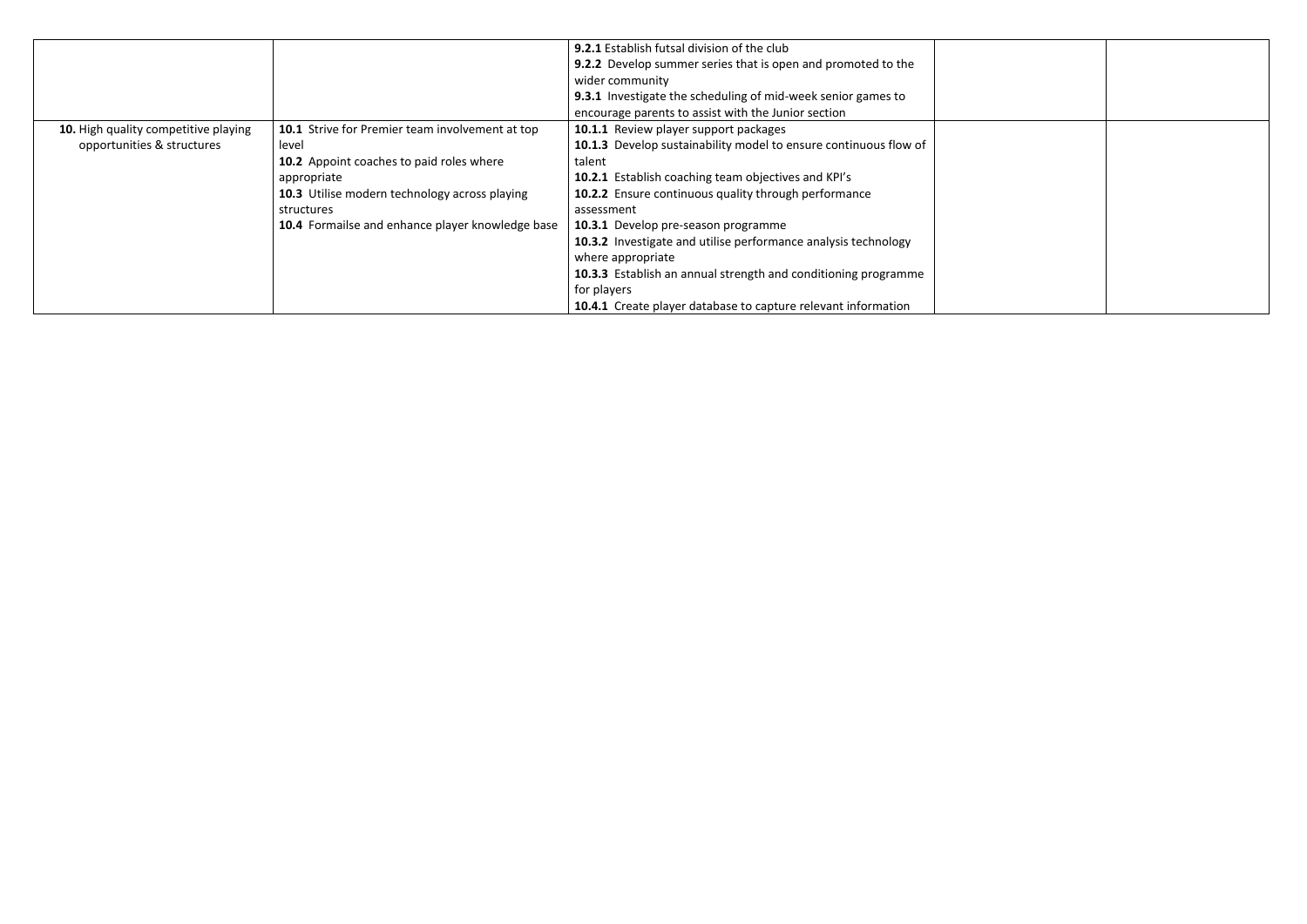| | | | | |
|---|---|---|---|---|
| | | **9.2.1** Establish futsal division of the club<br>**9.2.2** Develop summer series that is open and promoted to the wider community<br>**9.3.1** Investigate the scheduling of mid-week senior games to encourage parents to assist with the Junior section | | |
| **10.** High quality competitive playing opportunities & structures | **10.1** Strive for Premier team involvement at top level<br>**10.2** Appoint coaches to paid roles where appropriate<br>**10.3** Utilise modern technology across playing structures<br>**10.4** Formailse and enhance player knowledge base | **10.1.1** Review player support packages<br>**10.1.3** Develop sustainability model to ensure continuous flow of talent<br>**10.2.1** Establish coaching team objectives and KPI's<br>**10.2.2** Ensure continuous quality through performance assessment<br>**10.3.1** Develop pre-season programme<br>**10.3.2** Investigate and utilise performance analysis technology where appropriate<br>**10.3.3** Establish an annual strength and conditioning programme for players<br>**10.4.1** Create player database to capture relevant information | | |